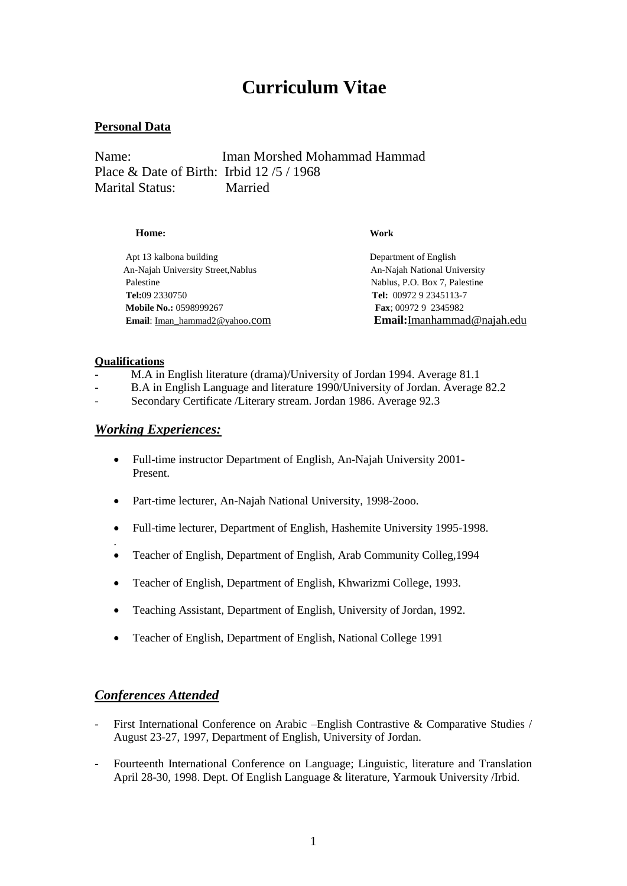# Curriculum Vitae

**Personal Data**

Name: Iman Morshed Mohammad Hammad
Place & Date of Birth: Irbid 12 /5 / 1968
Marital Status: Married

| **Home:** | **Work** |
|---|---|
| Apt 13 kalbona building | Department of English |
| An-Najah University Street,Nablus | An-Najah National University |
| Palestine | Nablus, P.O. Box 7, Palestine |
| **Tel:**09 2330750 | **Tel:** 00972 9 2345113-7 |
| **Mobile No.:** 0598999267 | **Fax**; 00972 9 2345982 |
| **Email**: Iman_hammad2@yahoo.com | **Email:**Imanhammad@najah.edu |

**Qualifications**

- M.A in English literature (drama)/University of Jordan 1994. Average 81.1
- B.A in English Language and literature 1990/University of Jordan. Average 82.2
- Secondary Certificate /Literary stream. Jordan 1986. Average 92.3

## *Working Experiences:*

- Full-time instructor Department of English, An-Najah University 2001-Present.
- Part-time lecturer, An-Najah National University, 1998-2ooo.
- Full-time lecturer, Department of English, Hashemite University 1995-1998.
- Teacher of English, Department of English, Arab Community Colleg,1994
- Teacher of English, Department of English, Khwarizmi College, 1993.
- Teaching Assistant, Department of English, University of Jordan, 1992.
- Teacher of English, Department of English, National College 1991

## *Conferences Attended*

- First International Conference on Arabic –English Contrastive & Comparative Studies / August 23-27, 1997, Department of English, University of Jordan.
- Fourteenth International Conference on Language; Linguistic, literature and Translation April 28-30, 1998. Dept. Of English Language & literature, Yarmouk University /Irbid.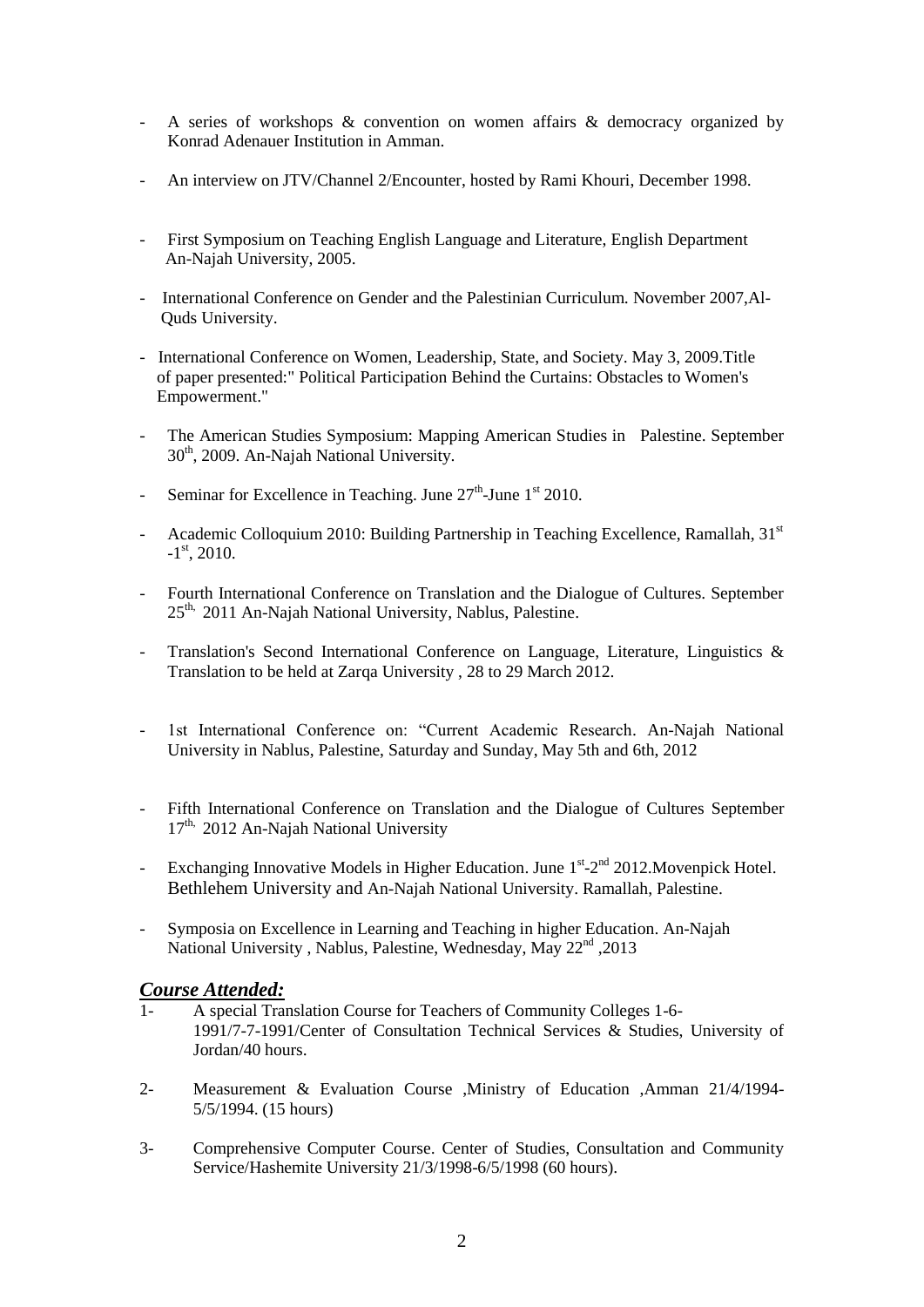- A series of workshops & convention on women affairs & democracy organized by Konrad Adenauer Institution in Amman.

- An interview on JTV/Channel 2/Encounter, hosted by Rami Khouri, December 1998.

- First Symposium on Teaching English Language and Literature, English Department An-Najah University, 2005.

- International Conference on Gender and the Palestinian Curriculum. November 2007,Al-Quds University.

- International Conference on Women, Leadership, State, and Society. May 3, 2009.Title of paper presented:" Political Participation Behind the Curtains: Obstacles to Women's Empowerment."

- The American Studies Symposium: Mapping American Studies in Palestine. September 30th, 2009. An-Najah National University.

- Seminar for Excellence in Teaching. June 27th-June 1st 2010.

- Academic Colloquium 2010: Building Partnership in Teaching Excellence, Ramallah, 31st -1st, 2010.

- Fourth International Conference on Translation and the Dialogue of Cultures. September 25th, 2011 An-Najah National University, Nablus, Palestine.

- Translation's Second International Conference on Language, Literature, Linguistics & Translation to be held at Zarqa University , 28 to 29 March 2012.

- 1st International Conference on: "Current Academic Research. An-Najah National University in Nablus, Palestine, Saturday and Sunday, May 5th and 6th, 2012

- Fifth International Conference on Translation and the Dialogue of Cultures September 17th, 2012 An-Najah National University

- Exchanging Innovative Models in Higher Education. June 1st-2nd 2012.Movenpick Hotel. Bethlehem University and An-Najah National University. Ramallah, Palestine.

- Symposia on Excellence in Learning and Teaching in higher Education. An-Najah National University , Nablus, Palestine, Wednesday, May 22nd ,2013

## ***Course Attended:***

1- A special Translation Course for Teachers of Community Colleges 1-6-1991/7-7-1991/Center of Consultation Technical Services & Studies, University of Jordan/40 hours.

2- Measurement & Evaluation Course ,Ministry of Education ,Amman 21/4/1994-5/5/1994. (15 hours)

3- Comprehensive Computer Course. Center of Studies, Consultation and Community Service/Hashemite University 21/3/1998-6/5/1998 (60 hours).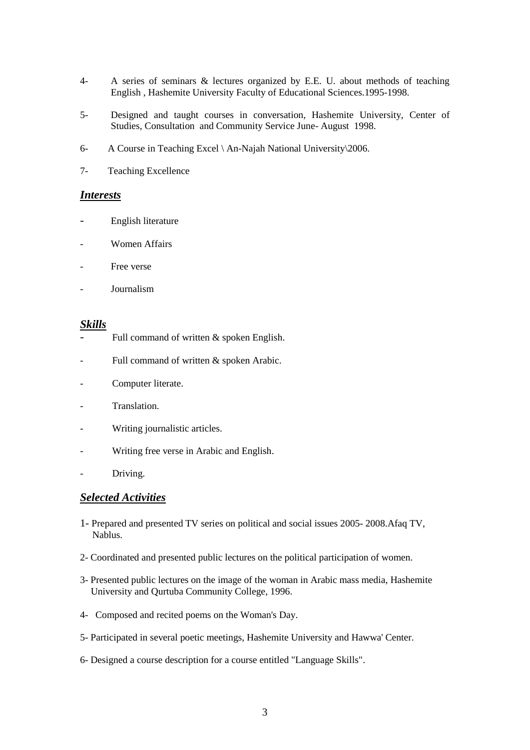4- A series of seminars & lectures organized by E.E. U. about methods of teaching English , Hashemite University Faculty of Educational Sciences.1995-1998.

5- Designed and taught courses in conversation, Hashemite University, Center of Studies, Consultation and Community Service June- August 1998.

6- A Course in Teaching Excel \ An-Najah National University\2006.

7- Teaching Excellence

## ***Interests***

- English literature
- Women Affairs
- Free verse
- Journalism

## ***Skills***

- Full command of written & spoken English.
- Full command of written & spoken Arabic.
- Computer literate.
- Translation.
- Writing journalistic articles.
- Writing free verse in Arabic and English.
- Driving.

## ***Selected Activities***

1- Prepared and presented TV series on political and social issues 2005- 2008.Afaq TV, Nablus.

2- Coordinated and presented public lectures on the political participation of women.

3- Presented public lectures on the image of the woman in Arabic mass media, Hashemite University and Qurtuba Community College, 1996.

4- Composed and recited poems on the Woman's Day.

5- Participated in several poetic meetings, Hashemite University and Hawwa' Center.

6- Designed a course description for a course entitled "Language Skills".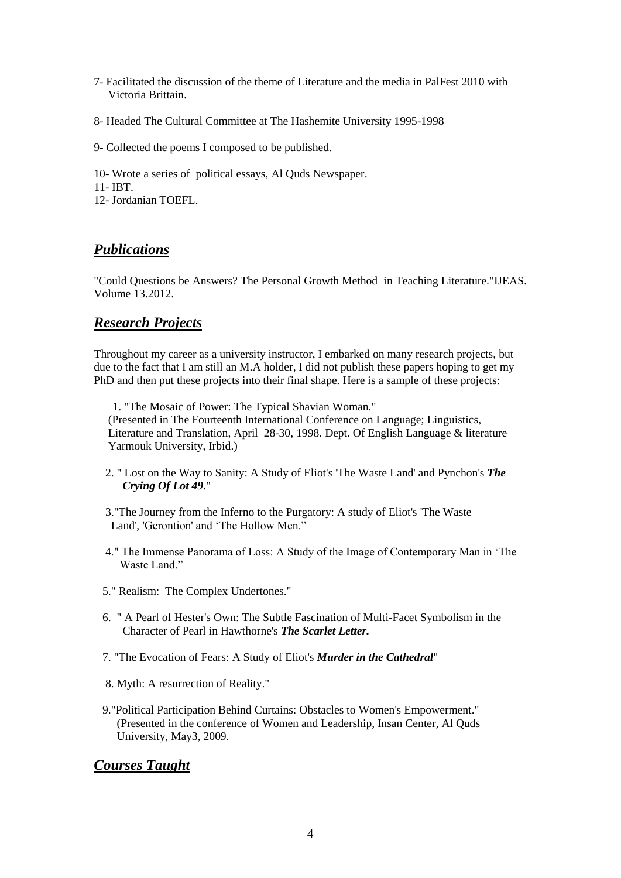7- Facilitated the discussion of the theme of Literature and the media in PalFest 2010 with Victoria Brittain.

8- Headed The Cultural Committee at The Hashemite University 1995-1998

9- Collected the poems I composed to be published.

10- Wrote a series of political essays, Al Quds Newspaper.
11- IBT.
12- Jordanian TOEFL.

## ***Publications***

"Could Questions be Answers? The Personal Growth Method in Teaching Literature."IJEAS. Volume 13.2012.

## ***Research Projects***

Throughout my career as a university instructor, I embarked on many research projects, but due to the fact that I am still an M.A holder, I did not publish these papers hoping to get my PhD and then put these projects into their final shape. Here is a sample of these projects:

1. "The Mosaic of Power: The Typical Shavian Woman."
(Presented in The Fourteenth International Conference on Language; Linguistics, Literature and Translation, April 28-30, 1998. Dept. Of English Language & literature Yarmouk University, Irbid.)

2. " Lost on the Way to Sanity: A Study of Eliot's 'The Waste Land' and Pynchon's ***The Crying Of Lot 49***."

3."The Journey from the Inferno to the Purgatory: A study of Eliot's 'The Waste Land', 'Gerontion' and 'The Hollow Men."

4." The Immense Panorama of Loss: A Study of the Image of Contemporary Man in 'The Waste Land."

5." Realism: The Complex Undertones."

6. " A Pearl of Hester's Own: The Subtle Fascination of Multi-Facet Symbolism in the Character of Pearl in Hawthorne's ***The Scarlet Letter.***

7. "The Evocation of Fears: A Study of Eliot's ***Murder in the Cathedral***"

8. Myth: A resurrection of Reality."

9."Political Participation Behind Curtains: Obstacles to Women's Empowerment."
(Presented in the conference of Women and Leadership, Insan Center, Al Quds University, May3, 2009.

## ***Courses Taught***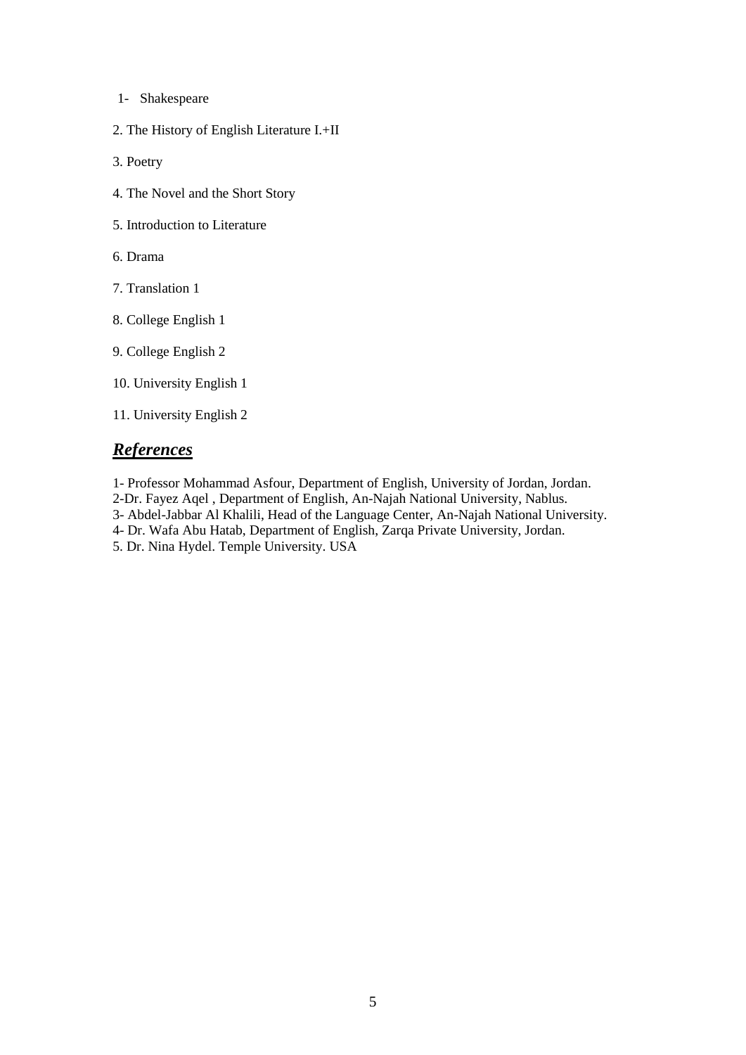1- Shakespeare

2. The History of English Literature I.+II

3. Poetry

4. The Novel and the Short Story

5. Introduction to Literature

6. Drama

7. Translation 1

8. College English 1

9. College English 2

10. University English 1

11. University English 2

## ***References***

1- Professor Mohammad Asfour, Department of English, University of Jordan, Jordan.
2-Dr. Fayez Aqel , Department of English, An-Najah National University, Nablus.
3- Abdel-Jabbar Al Khalili, Head of the Language Center, An-Najah National University.
4- Dr. Wafa Abu Hatab, Department of English, Zarqa Private University, Jordan.
5. Dr. Nina Hydel. Temple University. USA